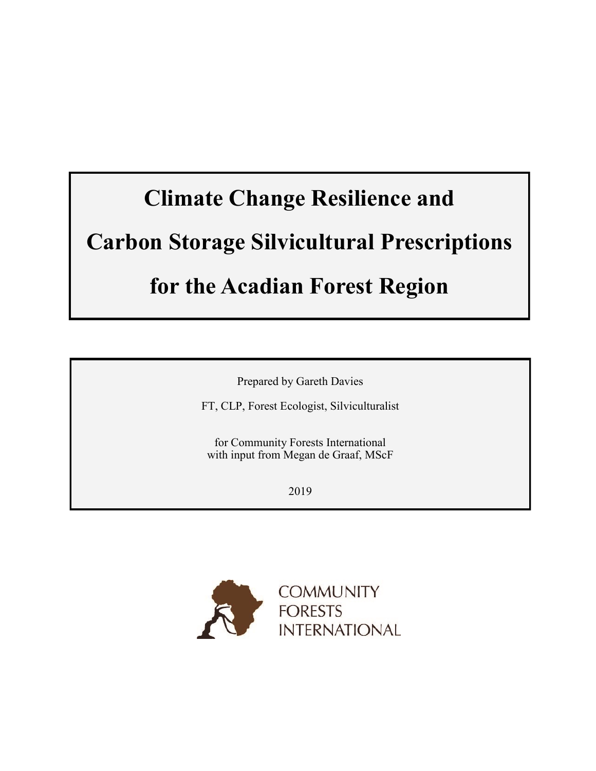# Climate Change Resilience and Carbon Storage Silvicultural Prescriptions for the Acadian Forest Region

Prepared by Gareth Davies

FT, CLP, Forest Ecologist, Silviculturalist

for Community Forests International
with input from Megan de Graaf, MScF

2019

COMMUNITY FORESTS INTERNATIONAL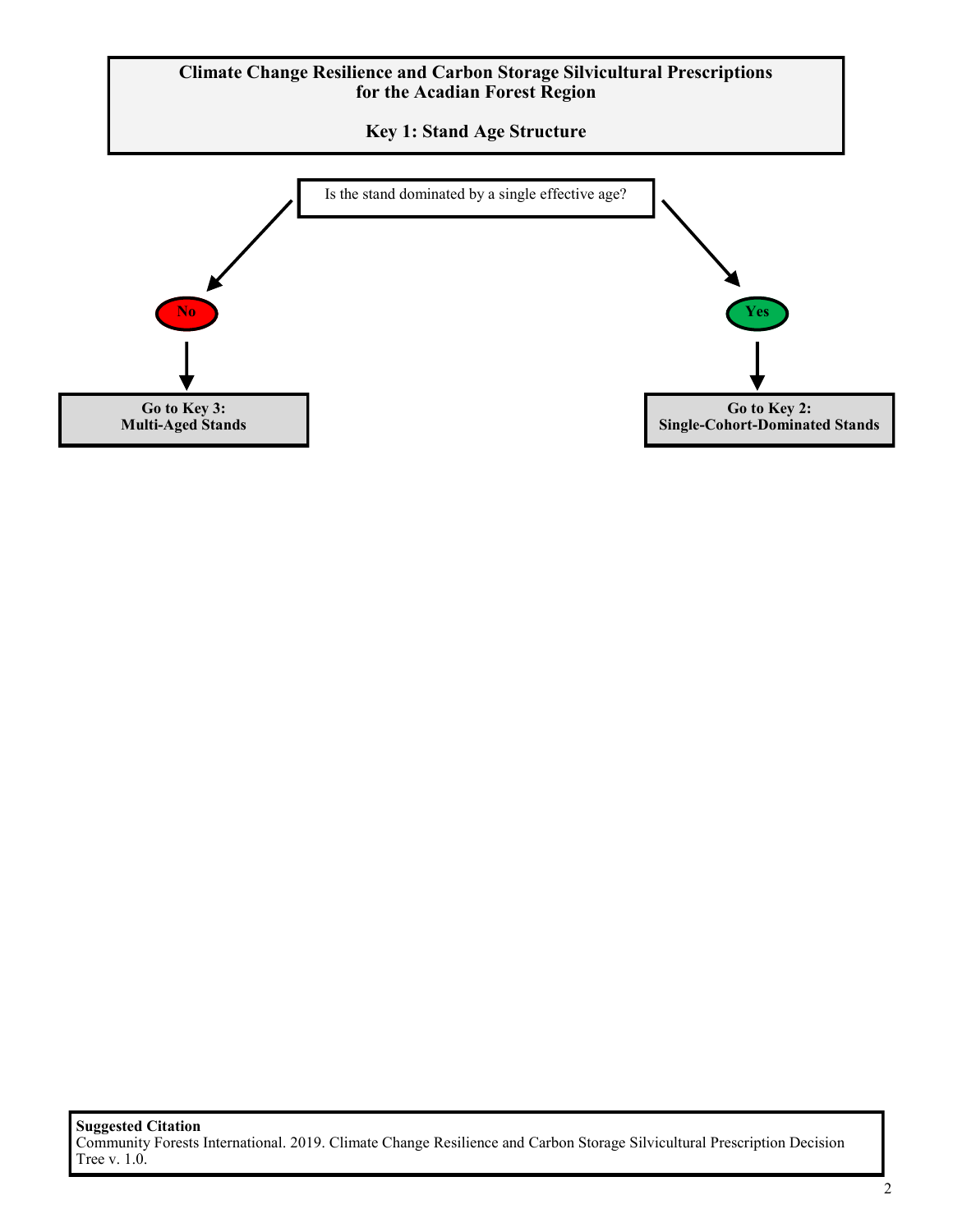# Climate Change Resilience and Carbon Storage Silvicultural Prescriptions for the Acadian Forest Region

## Key 1: Stand Age Structure

Is the stand dominated by a single effective age?

- **No** → **Go to Key 3: Multi-Aged Stands**
- **Yes** → **Go to Key 2: Single-Cohort-Dominated Stands**

**Suggested Citation**
Community Forests International. 2019. Climate Change Resilience and Carbon Storage Silvicultural Prescription Decision Tree v. 1.0.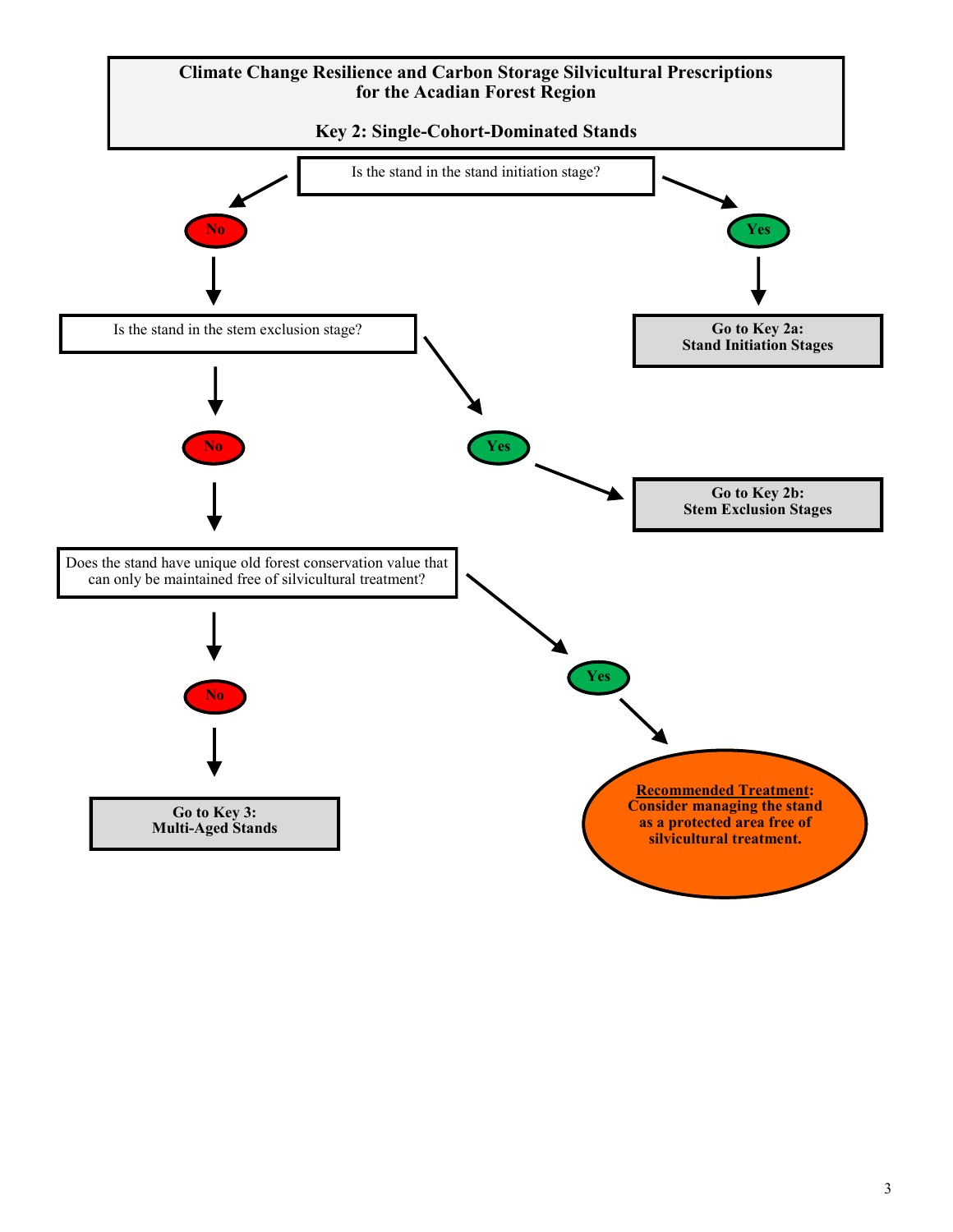# Climate Change Resilience and Carbon Storage Silvicultural Prescriptions for the Acadian Forest Region

## Key 2: Single-Cohort-Dominated Stands

Is the stand in the stand initiation stage?

- **Yes** → **Go to Key 2a: Stand Initiation Stages**
- **No** → Is the stand in the stem exclusion stage?
  - **Yes** → **Go to Key 2b: Stem Exclusion Stages**
  - **No** → Does the stand have unique old forest conservation value that can only be maintained free of silvicultural treatment?
    - **Yes** → **<u>Recommended Treatment</u>: Consider managing the stand as a protected area free of silvicultural treatment.**
    - **No** → **Go to Key 3: Multi-Aged Stands**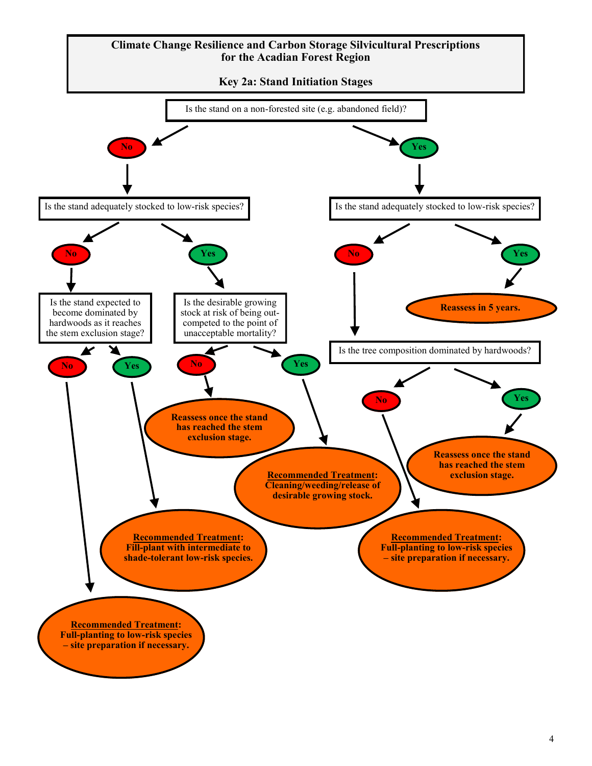# Climate Change Resilience and Carbon Storage Silvicultural Prescriptions for the Acadian Forest Region

## Key 2a: Stand Initiation Stages

**Is the stand on a non-forested site (e.g. abandoned field)?**

- **No** → Is the stand adequately stocked to low-risk species?
  - **No** → Is the stand expected to become dominated by hardwoods as it reaches the stem exclusion stage?
    - **No** → **Recommended Treatment: Full-planting to low-risk species – site preparation if necessary.**
    - **Yes** → **Recommended Treatment: Fill-plant with intermediate to shade-tolerant low-risk species.**
  - **Yes** → Is the desirable growing stock at risk of being out-competed to the point of unacceptable mortality?
    - **No** → **Reassess once the stand has reached the stem exclusion stage.**
    - **Yes** → **Recommended Treatment: Cleaning/weeding/release of desirable growing stock.**
- **Yes** → Is the stand adequately stocked to low-risk species?
  - **No** → Is the tree composition dominated by hardwoods?
    - **No** → **Recommended Treatment: Full-planting to low-risk species – site preparation if necessary.**
    - **Yes** → **Reassess once the stand has reached the stem exclusion stage.**
  - **Yes** → **Reassess in 5 years.**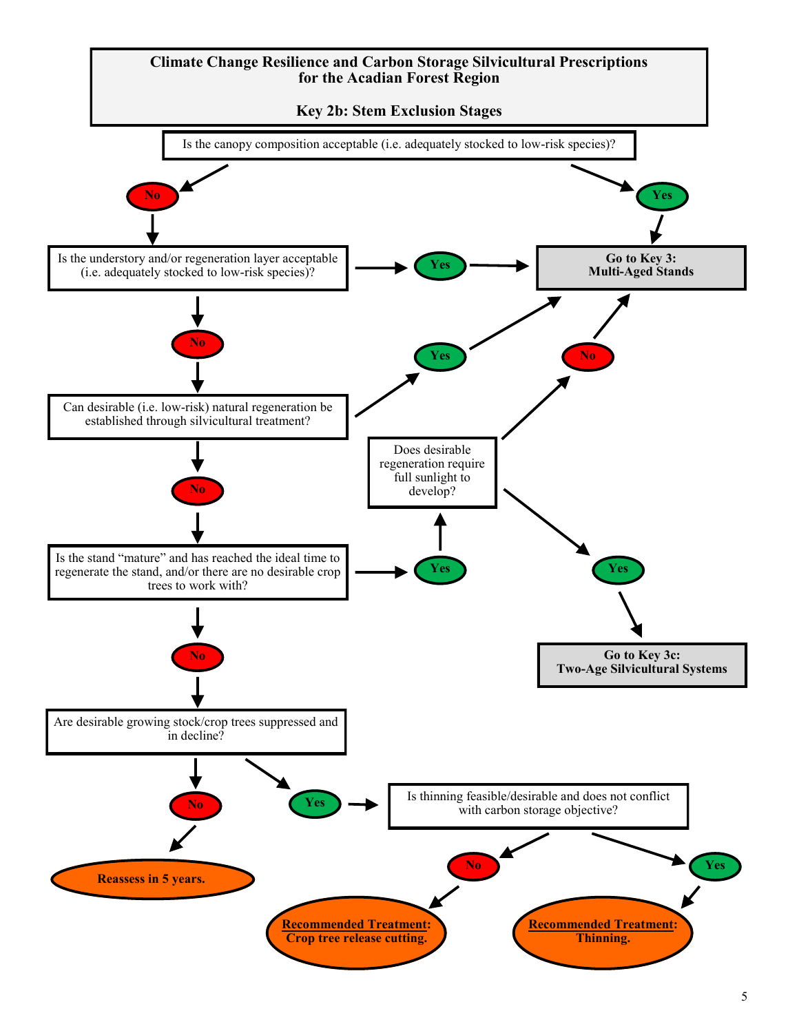# Climate Change Resilience and Carbon Storage Silvicultural Prescriptions for the Acadian Forest Region

## Key 2b: Stem Exclusion Stages

**Is the canopy composition acceptable (i.e. adequately stocked to low-risk species)?**

- **Yes** → Go to Key 3: Multi-Aged Stands
- **No** → Is the understory and/or regeneration layer acceptable (i.e. adequately stocked to low-risk species)?
  - **Yes** → Go to Key 3: Multi-Aged Stands
  - **No** → Can desirable (i.e. low-risk) natural regeneration be established through silvicultural treatment?
    - **Yes** → Go to Key 3: Multi-Aged Stands
    - **No** → Is the stand "mature" and has reached the ideal time to regenerate the stand, and/or there are no desirable crop trees to work with?
      - **Yes** → Does desirable regeneration require full sunlight to develop?
        - **No** → Go to Key 3: Multi-Aged Stands
        - **Yes** → Go to Key 3c: Two-Age Silvicultural Systems
      - **No** → Are desirable growing stock/crop trees suppressed and in decline?
        - **No** → **Reassess in 5 years.**
        - **Yes** → Is thinning feasible/desirable and does not conflict with carbon storage objective?
          - **No** → **Recommended Treatment: Crop tree release cutting.**
          - **Yes** → **Recommended Treatment: Thinning.**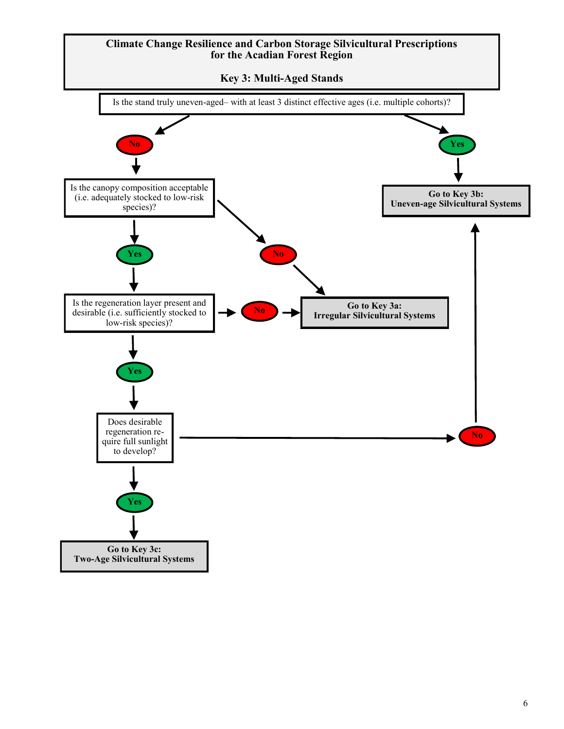# Climate Change Resilience and Carbon Storage Silvicultural Prescriptions for the Acadian Forest Region

## Key 3: Multi-Aged Stands

Is the stand truly uneven-aged– with at least 3 distinct effective ages (i.e. multiple cohorts)?

- **Yes** → **Go to Key 3b: Uneven-age Silvicultural Systems**
- **No** → Is the canopy composition acceptable (i.e. adequately stocked to low-risk species)?
  - **No** → **Go to Key 3a: Irregular Silvicultural Systems**
  - **Yes** → Is the regeneration layer present and desirable (i.e. sufficiently stocked to low-risk species)?
    - **No** → **Go to Key 3a: Irregular Silvicultural Systems**
    - **Yes** → Does desirable regeneration require full sunlight to develop?
      - **No** → **Go to Key 3b: Uneven-age Silvicultural Systems**
      - **Yes** → **Go to Key 3c: Two-Age Silvicultural Systems**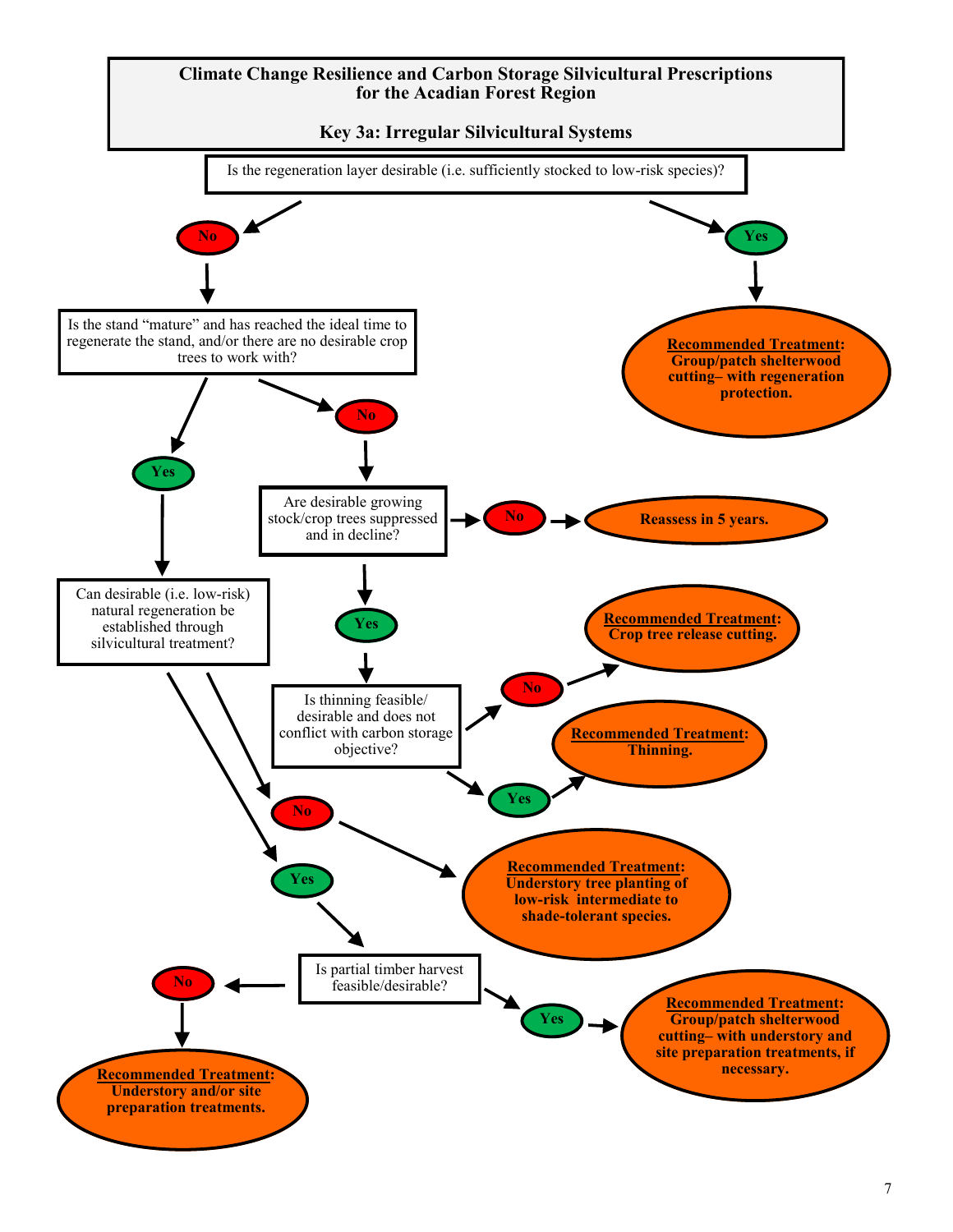# Climate Change Resilience and Carbon Storage Silvicultural Prescriptions for the Acadian Forest Region

## Key 3a: Irregular Silvicultural Systems

**Is the regeneration layer desirable (i.e. sufficiently stocked to low-risk species)?**

- **Yes** → **Recommended Treatment:** Group/patch shelterwood cutting– with regeneration protection.
- **No** → **Is the stand "mature" and has reached the ideal time to regenerate the stand, and/or there are no desirable crop trees to work with?**
  - **No** → **Are desirable growing stock/crop trees suppressed and in decline?**
    - **No** → Reassess in 5 years.
    - **Yes** → **Is thinning feasible/ desirable and does not conflict with carbon storage objective?**
      - **No** → **Recommended Treatment:** Crop tree release cutting.
      - **Yes** → **Recommended Treatment:** Thinning.
  - **Yes** → **Can desirable (i.e. low-risk) natural regeneration be established through silvicultural treatment?**
    - **No** → **Recommended Treatment:** Understory tree planting of low-risk intermediate to shade-tolerant species.
    - **Yes** → **Is partial timber harvest feasible/desirable?**
      - **No** → **Recommended Treatment:** Understory and/or site preparation treatments.
      - **Yes** → **Recommended Treatment:** Group/patch shelterwood cutting– with understory and site preparation treatments, if necessary.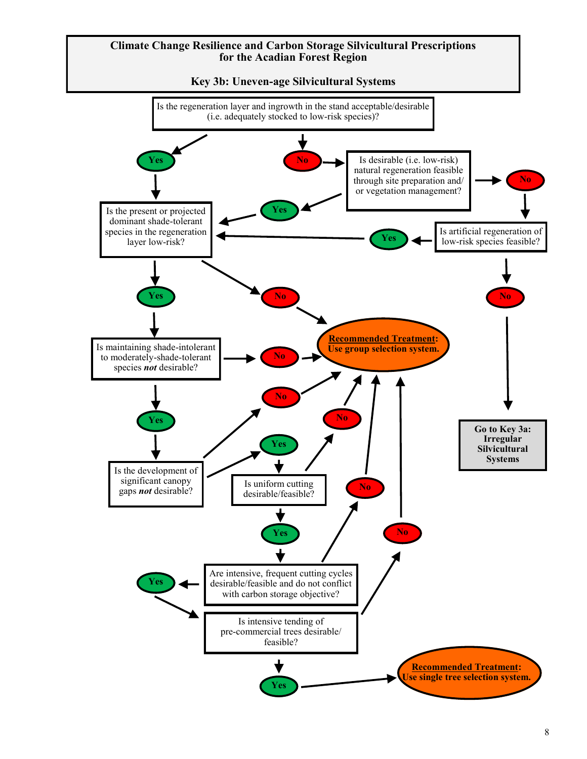# Climate Change Resilience and Carbon Storage Silvicultural Prescriptions for the Acadian Forest Region

## Key 3b: Uneven-age Silvicultural Systems

Is the regeneration layer and ingrowth in the stand acceptable/desirable (i.e. adequately stocked to low-risk species)?

Yes

No

Is desirable (i.e. low-risk) natural regeneration feasible through site preparation and/ or vegetation management?

No

Yes

Is the present or projected dominant shade-tolerant species in the regeneration layer low-risk?

Yes

Is artificial regeneration of low-risk species feasible?

Yes

No

No

Is maintaining shade-intolerant to moderately-shade-tolerant species ***not*** desirable?

No

**Recommended Treatment: Use group selection system.**

No

No

Yes

Yes

Is the development of significant canopy gaps ***not*** desirable?

Go to Key 3a: Irregular Silvicultural Systems

Is uniform cutting desirable/feasible?

No

Yes

No

Yes

Are intensive, frequent cutting cycles desirable/feasible and do not conflict with carbon storage objective?

Is intensive tending of pre-commercial trees desirable/ feasible?

Yes

**Recommended Treatment: Use single tree selection system.**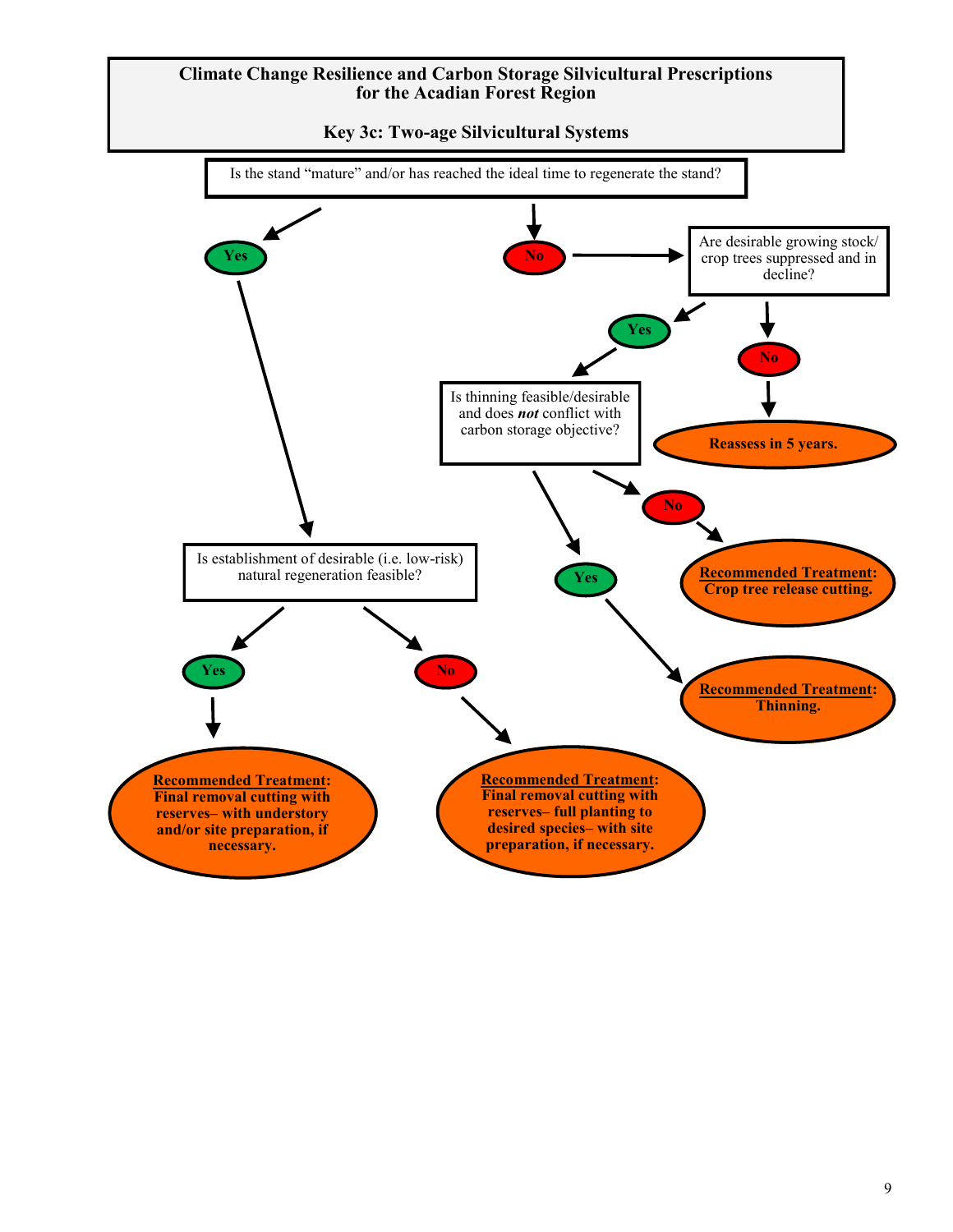# Climate Change Resilience and Carbon Storage Silvicultural Prescriptions for the Acadian Forest Region

## Key 3c: Two-age Silvicultural Systems

**Is the stand "mature" and/or has reached the ideal time to regenerate the stand?**

- **Yes** → Is establishment of desirable (i.e. low-risk) natural regeneration feasible?
  - **Yes** → **Recommended Treatment**: Final removal cutting with reserves– with understory and/or site preparation, if necessary.
  - **No** → **Recommended Treatment**: Final removal cutting with reserves– full planting to desired species– with site preparation, if necessary.
- **No** → Are desirable growing stock/ crop trees suppressed and in decline?
  - **Yes** → Is thinning feasible/desirable and does ***not*** conflict with carbon storage objective?
    - **Yes** → **Recommended Treatment**: Thinning.
    - **No** → **Recommended Treatment**: Crop tree release cutting.
  - **No** → Reassess in 5 years.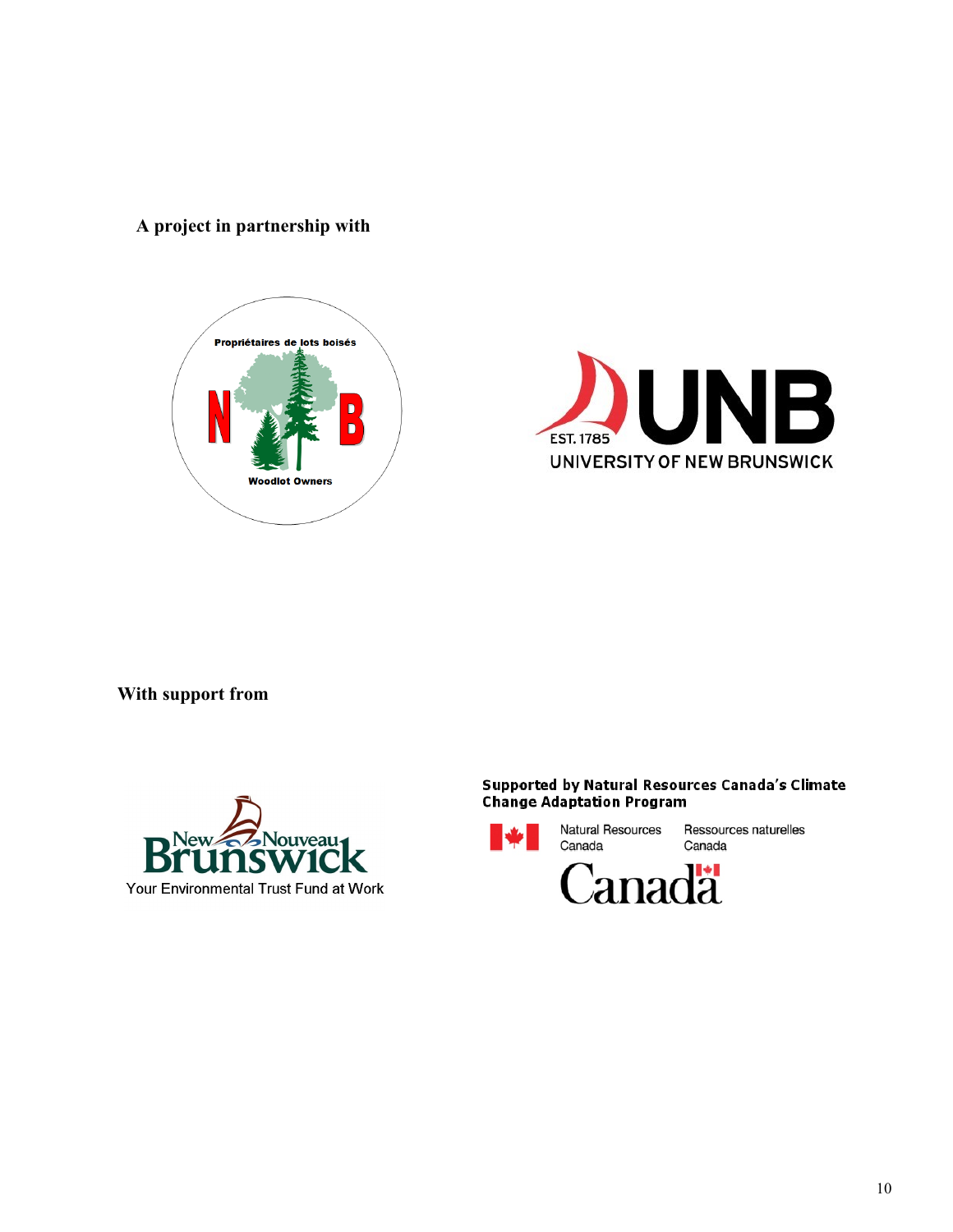**A project in partnership with**

**With support from**

**Supported by Natural Resources Canada's Climate Change Adaptation Program**